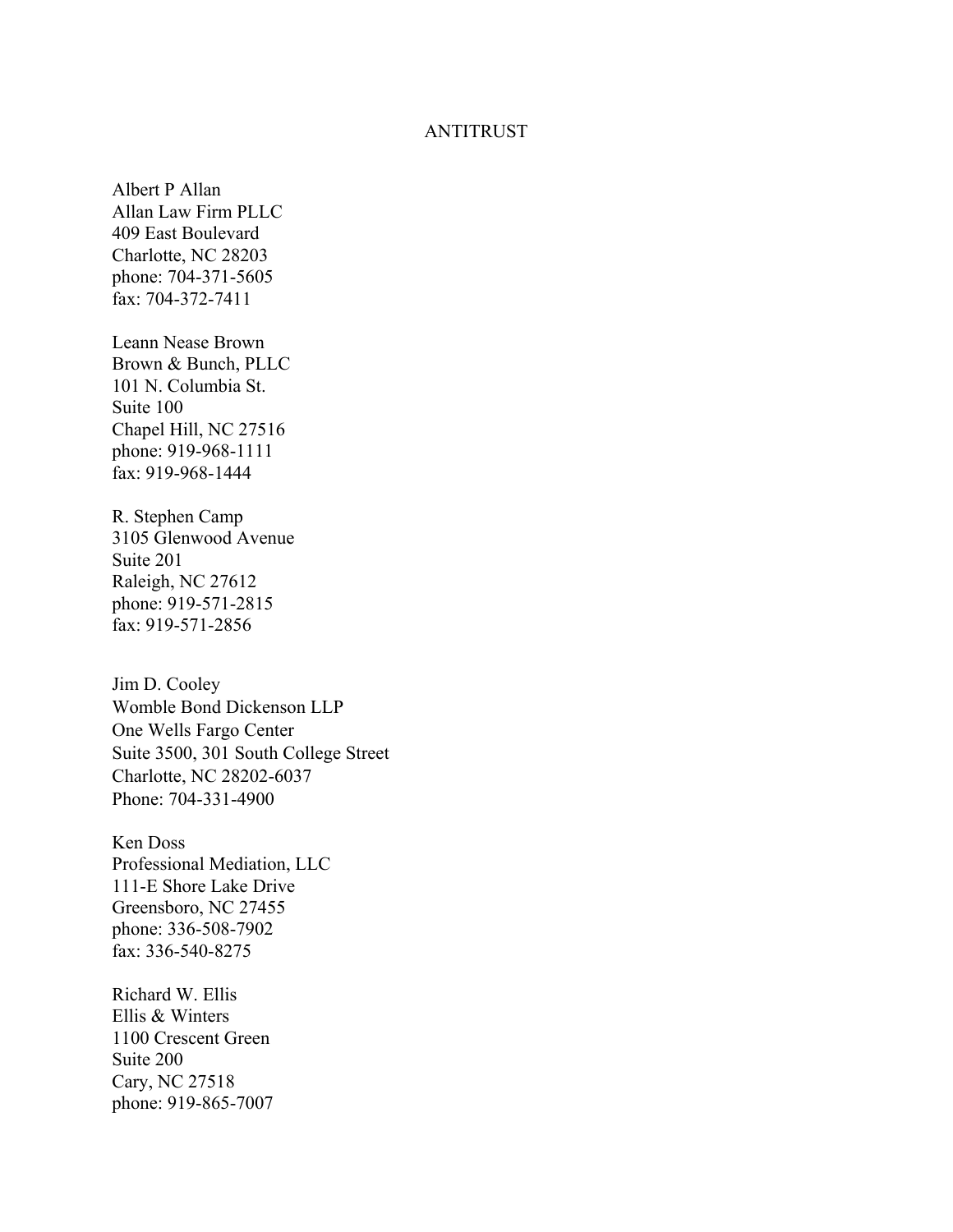# ANTITRUST

Albert P Allan
Allan Law Firm PLLC
409 East Boulevard
Charlotte, NC 28203
phone: 704-371-5605
fax: 704-372-7411

Leann Nease Brown
Brown & Bunch, PLLC
101 N. Columbia St.
Suite 100
Chapel Hill, NC 27516
phone: 919-968-1111
fax: 919-968-1444

R. Stephen Camp
3105 Glenwood Avenue
Suite 201
Raleigh, NC 27612
phone: 919-571-2815
fax: 919-571-2856

Jim D. Cooley
Womble Bond Dickenson LLP
One Wells Fargo Center
Suite 3500, 301 South College Street
Charlotte, NC 28202-6037
Phone: 704-331-4900

Ken Doss
Professional Mediation, LLC
111-E Shore Lake Drive
Greensboro, NC 27455
phone: 336-508-7902
fax: 336-540-8275

Richard W. Ellis
Ellis & Winters
1100 Crescent Green
Suite 200
Cary, NC 27518
phone: 919-865-7007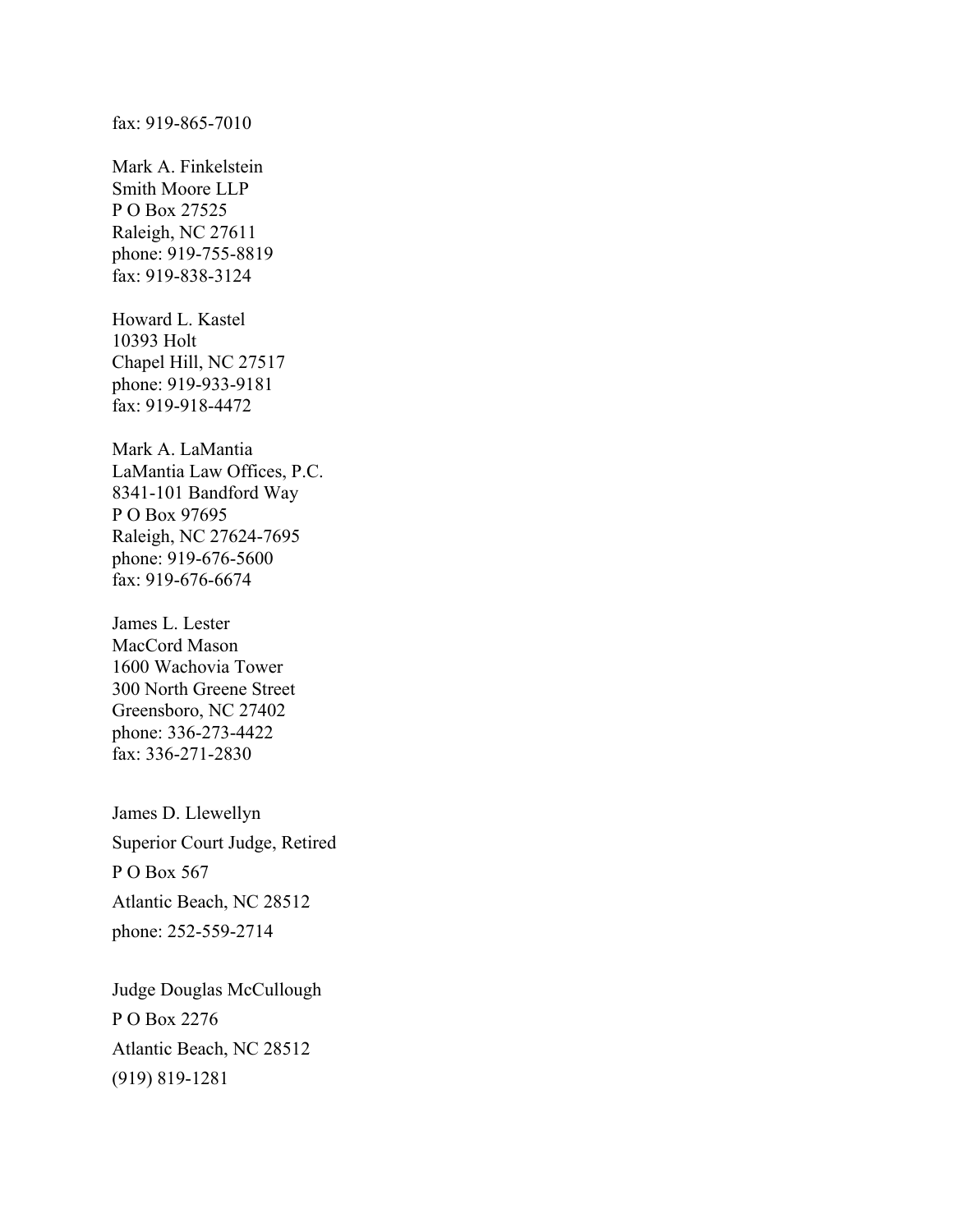fax: 919-865-7010

Mark A. Finkelstein
Smith Moore LLP
P O Box 27525
Raleigh, NC 27611
phone: 919-755-8819
fax: 919-838-3124

Howard L. Kastel
10393 Holt
Chapel Hill, NC 27517
phone: 919-933-9181
fax: 919-918-4472

Mark A. LaMantia
LaMantia Law Offices, P.C.
8341-101 Bandford Way
P O Box 97695
Raleigh, NC 27624-7695
phone: 919-676-5600
fax: 919-676-6674

James L. Lester
MacCord Mason
1600 Wachovia Tower
300 North Greene Street
Greensboro, NC 27402
phone: 336-273-4422
fax: 336-271-2830

James D. Llewellyn
Superior Court Judge, Retired
P O Box 567
Atlantic Beach, NC 28512
phone: 252-559-2714

Judge Douglas McCullough
P O Box 2276
Atlantic Beach, NC 28512
(919) 819-1281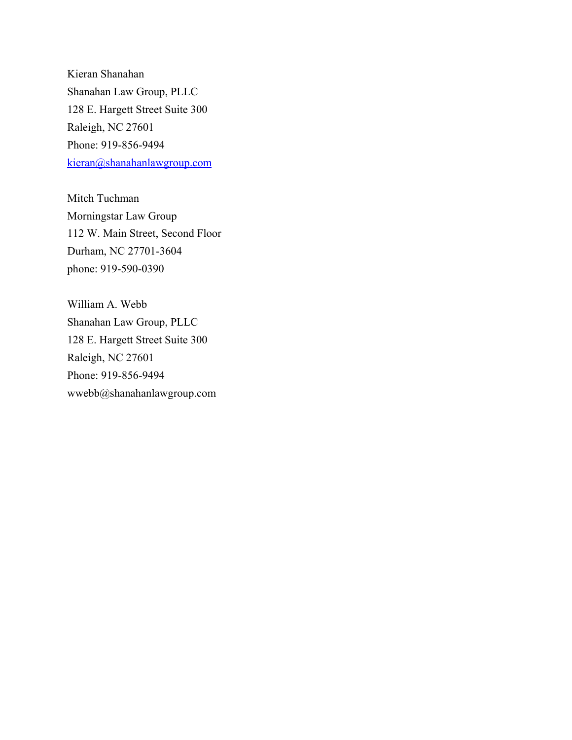Kieran Shanahan
Shanahan Law Group, PLLC
128 E. Hargett Street Suite 300
Raleigh, NC 27601
Phone: 919-856-9494
kieran@shanahanlawgroup.com

Mitch Tuchman
Morningstar Law Group
112 W. Main Street, Second Floor
Durham, NC 27701-3604
phone: 919-590-0390

William A. Webb
Shanahan Law Group, PLLC
128 E. Hargett Street Suite 300
Raleigh, NC 27601
Phone: 919-856-9494
wwebb@shanahanlawgroup.com